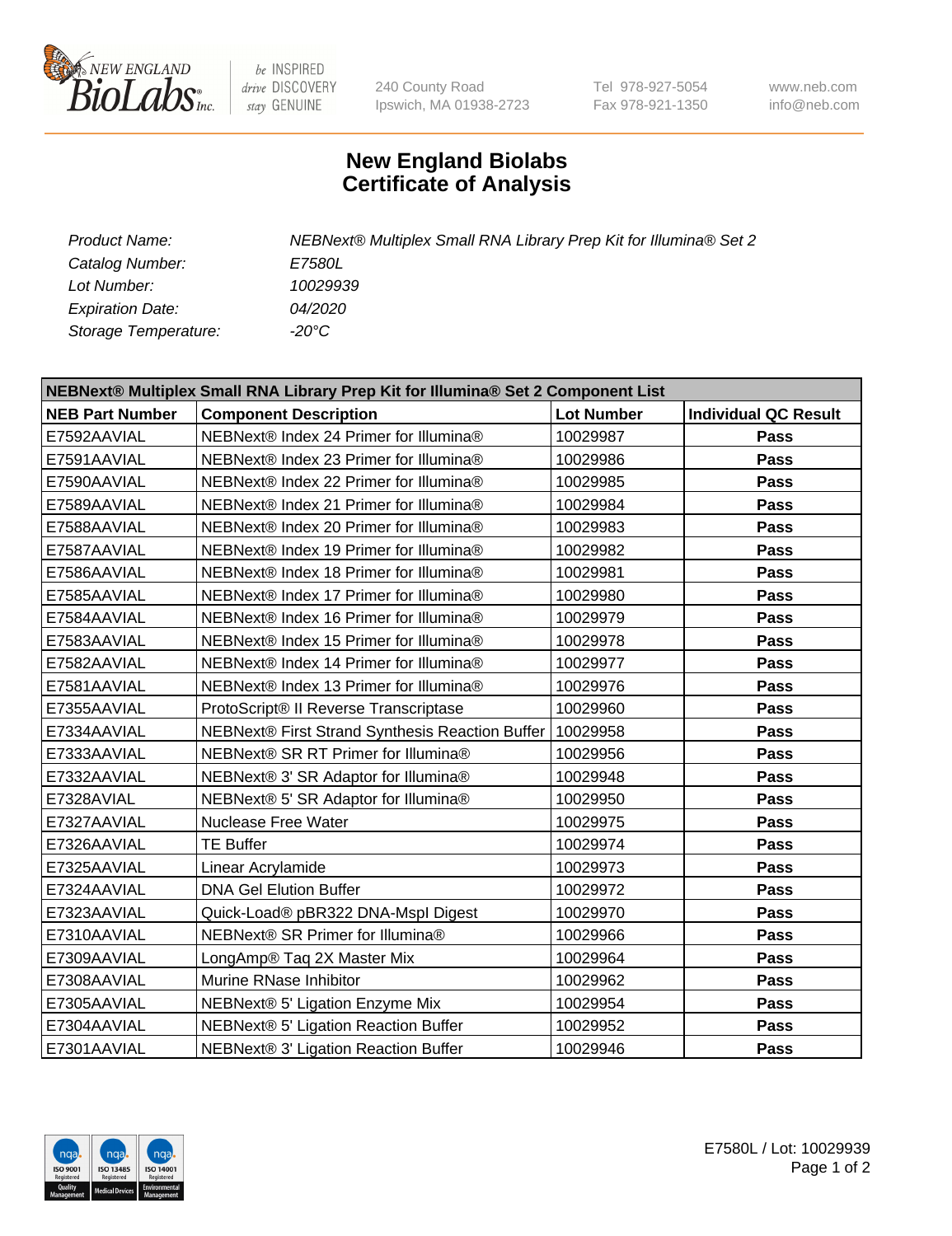New England Biolabs, 240 County Road, Ipswich, MA 01938-2723, Tel 978-927-5054, Fax 978-921-1350, www.neb.com, info@neb.com

# New England Biolabs
# Certificate of Analysis

*Product Name:* *NEBNext® Multiplex Small RNA Library Prep Kit for Illumina® Set 2*
*Catalog Number:* *E7580L*
*Lot Number:* *10029939*
*Expiration Date:* *04/2020*
*Storage Temperature:* *-20°C*

| NEBNext® Multiplex Small RNA Library Prep Kit for Illumina® Set 2 Component List | | | |
|---|---|---|---|
| **NEB Part Number** | **Component Description** | **Lot Number** | **Individual QC Result** |
| E7592AAVIAL | NEBNext® Index 24 Primer for Illumina® | 10029987 | **Pass** |
| E7591AAVIAL | NEBNext® Index 23 Primer for Illumina® | 10029986 | **Pass** |
| E7590AAVIAL | NEBNext® Index 22 Primer for Illumina® | 10029985 | **Pass** |
| E7589AAVIAL | NEBNext® Index 21 Primer for Illumina® | 10029984 | **Pass** |
| E7588AAVIAL | NEBNext® Index 20 Primer for Illumina® | 10029983 | **Pass** |
| E7587AAVIAL | NEBNext® Index 19 Primer for Illumina® | 10029982 | **Pass** |
| E7586AAVIAL | NEBNext® Index 18 Primer for Illumina® | 10029981 | **Pass** |
| E7585AAVIAL | NEBNext® Index 17 Primer for Illumina® | 10029980 | **Pass** |
| E7584AAVIAL | NEBNext® Index 16 Primer for Illumina® | 10029979 | **Pass** |
| E7583AAVIAL | NEBNext® Index 15 Primer for Illumina® | 10029978 | **Pass** |
| E7582AAVIAL | NEBNext® Index 14 Primer for Illumina® | 10029977 | **Pass** |
| E7581AAVIAL | NEBNext® Index 13 Primer for Illumina® | 10029976 | **Pass** |
| E7355AAVIAL | ProtoScript® II Reverse Transcriptase | 10029960 | **Pass** |
| E7334AAVIAL | NEBNext® First Strand Synthesis Reaction Buffer | 10029958 | **Pass** |
| E7333AAVIAL | NEBNext® SR RT Primer for Illumina® | 10029956 | **Pass** |
| E7332AAVIAL | NEBNext® 3' SR Adaptor for Illumina® | 10029948 | **Pass** |
| E7328AVIAL | NEBNext® 5' SR Adaptor for Illumina® | 10029950 | **Pass** |
| E7327AAVIAL | Nuclease Free Water | 10029975 | **Pass** |
| E7326AAVIAL | TE Buffer | 10029974 | **Pass** |
| E7325AAVIAL | Linear Acrylamide | 10029973 | **Pass** |
| E7324AAVIAL | DNA Gel Elution Buffer | 10029972 | **Pass** |
| E7323AAVIAL | Quick-Load® pBR322 DNA-MspI Digest | 10029970 | **Pass** |
| E7310AAVIAL | NEBNext® SR Primer for Illumina® | 10029966 | **Pass** |
| E7309AAVIAL | LongAmp® Taq 2X Master Mix | 10029964 | **Pass** |
| E7308AAVIAL | Murine RNase Inhibitor | 10029962 | **Pass** |
| E7305AAVIAL | NEBNext® 5' Ligation Enzyme Mix | 10029954 | **Pass** |
| E7304AAVIAL | NEBNext® 5' Ligation Reaction Buffer | 10029952 | **Pass** |
| E7301AAVIAL | NEBNext® 3' Ligation Reaction Buffer | 10029946 | **Pass** |

E7580L / Lot: 10029939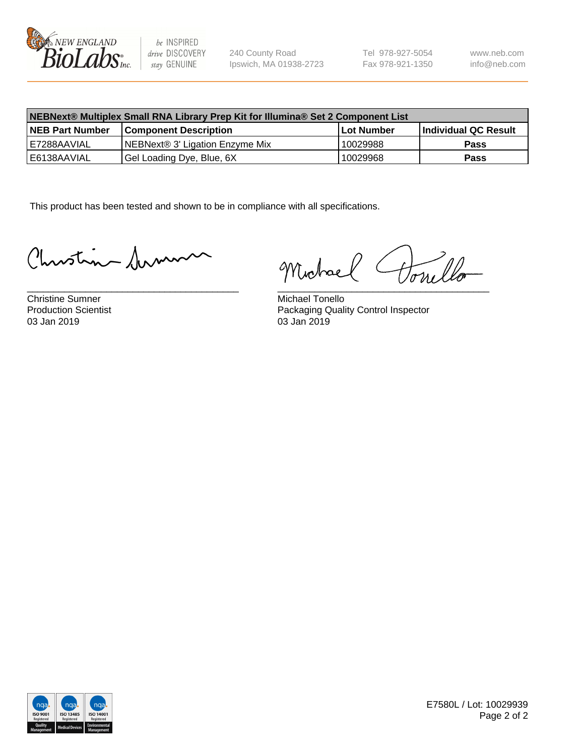240 County Road
Ipswich, MA 01938-2723

Tel 978-927-5054
Fax 978-921-1350

www.neb.com
info@neb.com

| NEBNext® Multiplex Small RNA Library Prep Kit for Illumina® Set 2 Component List | | | |
|---|---|---|---|
| **NEB Part Number** | **Component Description** | **Lot Number** | **Individual QC Result** |
| E7288AAVIAL | NEBNext® 3' Ligation Enzyme Mix | 10029988 | **Pass** |
| E6138AAVIAL | Gel Loading Dye, Blue, 6X | 10029968 | **Pass** |

This product has been tested and shown to be in compliance with all specifications.

Christine Sumner
Production Scientist
03 Jan 2019

Michael Tonello
Packaging Quality Control Inspector
03 Jan 2019

E7580L / Lot: 10029939